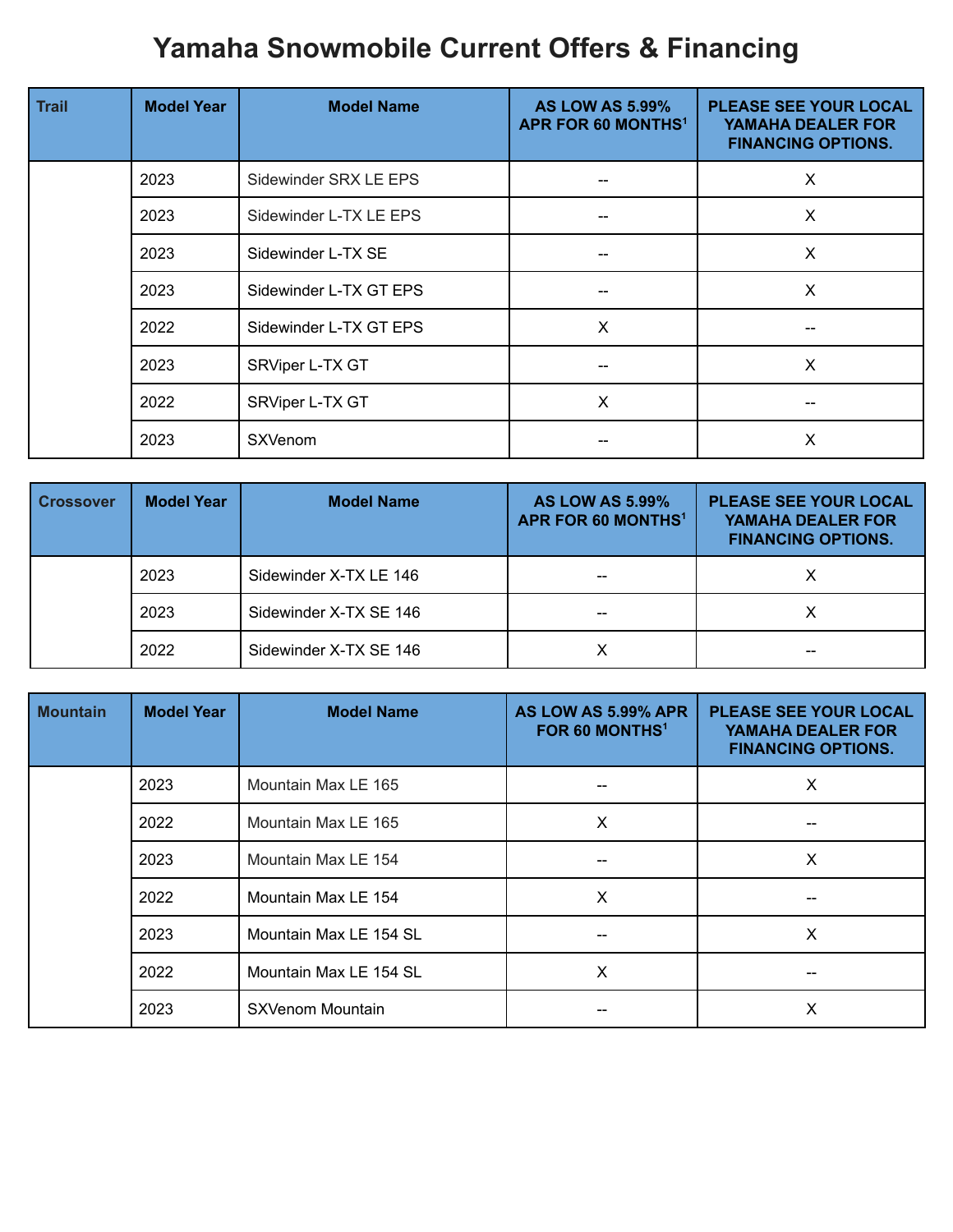# Yamaha Snowmobile Current Offers & Financing

| Trail | Model Year | Model Name | AS LOW AS 5.99% APR FOR 60 MONTHS[1] | PLEASE SEE YOUR LOCAL YAMAHA DEALER FOR FINANCING OPTIONS. |
|---|---|---|---|---|
| | 2023 | Sidewinder SRX LE EPS | -- | X |
| | 2023 | Sidewinder L-TX LE EPS | -- | X |
| | 2023 | Sidewinder L-TX SE | -- | X |
| | 2023 | Sidewinder L-TX GT EPS | -- | X |
| | 2022 | Sidewinder L-TX GT EPS | X | -- |
| | 2023 | SRViper L-TX GT | -- | X |
| | 2022 | SRViper L-TX GT | X | -- |
| | 2023 | SXVenom | -- | X |

| Crossover | Model Year | Model Name | AS LOW AS 5.99% APR FOR 60 MONTHS[1] | PLEASE SEE YOUR LOCAL YAMAHA DEALER FOR FINANCING OPTIONS. |
|---|---|---|---|---|
| | 2023 | Sidewinder X-TX LE 146 | -- | X |
| | 2023 | Sidewinder X-TX SE 146 | -- | X |
| | 2022 | Sidewinder X-TX SE 146 | X | -- |

| Mountain | Model Year | Model Name | AS LOW AS 5.99% APR FOR 60 MONTHS[1] | PLEASE SEE YOUR LOCAL YAMAHA DEALER FOR FINANCING OPTIONS. |
|---|---|---|---|---|
| | 2023 | Mountain Max LE 165 | -- | X |
| | 2022 | Mountain Max LE 165 | X | -- |
| | 2023 | Mountain Max LE 154 | -- | X |
| | 2022 | Mountain Max LE 154 | X | -- |
| | 2023 | Mountain Max LE 154 SL | -- | X |
| | 2022 | Mountain Max LE 154 SL | X | -- |
| | 2023 | SXVenom Mountain | -- | X |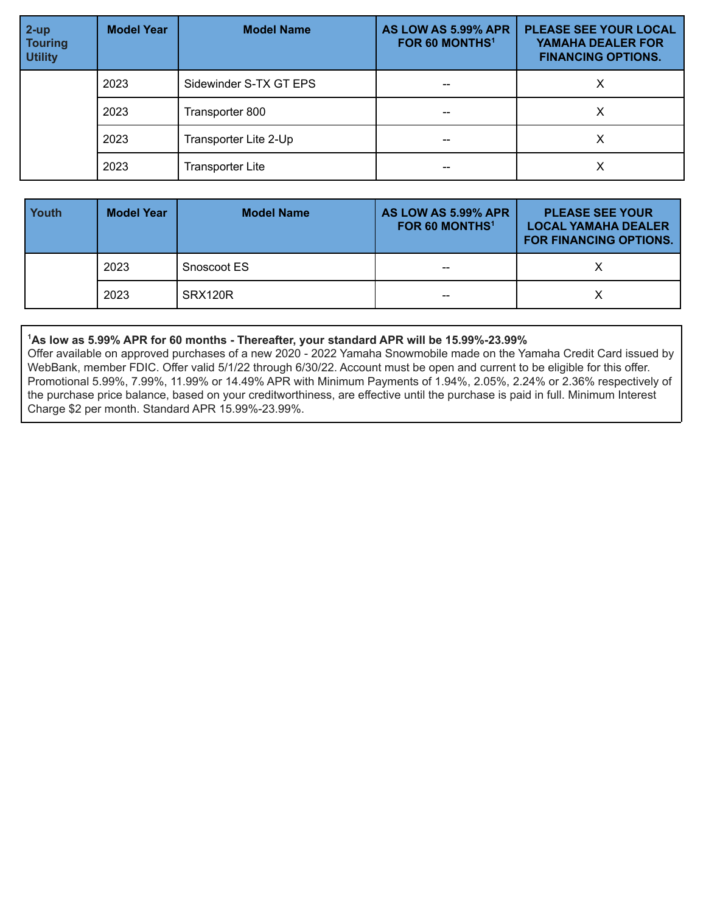| 2-up Touring Utility | Model Year | Model Name | AS LOW AS 5.99% APR FOR 60 MONTHS[1] | PLEASE SEE YOUR LOCAL YAMAHA DEALER FOR FINANCING OPTIONS. |
|---|---|---|---|---|
| | 2023 | Sidewinder S-TX GT EPS | -- | X |
| | 2023 | Transporter 800 | -- | X |
| | 2023 | Transporter Lite 2-Up | -- | X |
| | 2023 | Transporter Lite | -- | X |

| Youth | Model Year | Model Name | AS LOW AS 5.99% APR FOR 60 MONTHS[1] | PLEASE SEE YOUR LOCAL YAMAHA DEALER FOR FINANCING OPTIONS. |
|---|---|---|---|---|
| | 2023 | Snoscoot ES | -- | X |
| | 2023 | SRX120R | -- | X |

**[1]As low as 5.99% APR for 60 months - Thereafter, your standard APR will be 15.99%-23.99%**
Offer available on approved purchases of a new 2020 - 2022 Yamaha Snowmobile made on the Yamaha Credit Card issued by WebBank, member FDIC. Offer valid 5/1/22 through 6/30/22. Account must be open and current to be eligible for this offer. Promotional 5.99%, 7.99%, 11.99% or 14.49% APR with Minimum Payments of 1.94%, 2.05%, 2.24% or 2.36% respectively of the purchase price balance, based on your creditworthiness, are effective until the purchase is paid in full. Minimum Interest Charge $2 per month. Standard APR 15.99%-23.99%.